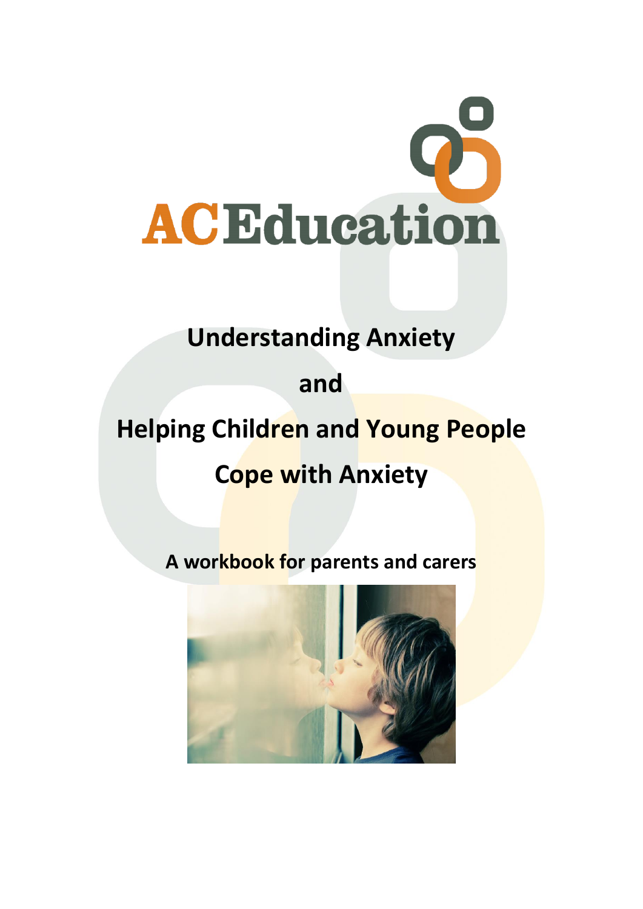ACEducation

# Understanding Anxiety

# and

# Helping Children and Young People Cope with Anxiety

**A workbook for parents and carers**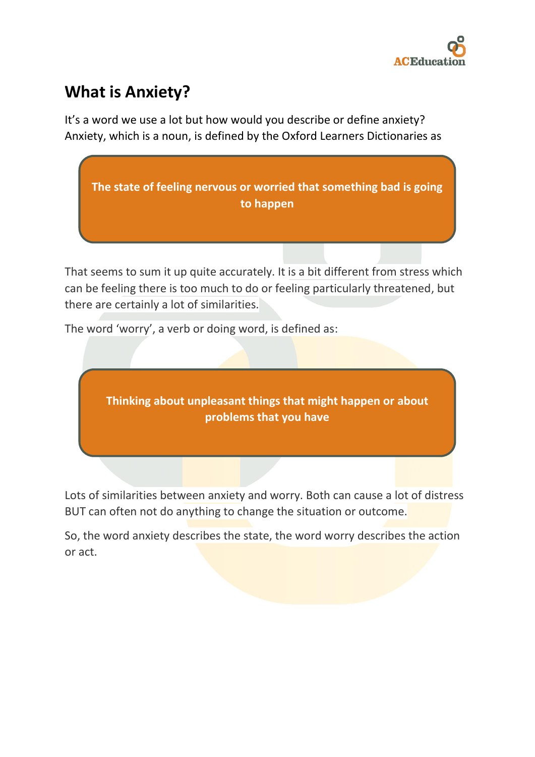# What is Anxiety?

It's a word we use a lot but how would you describe or define anxiety? Anxiety, which is a noun, is defined by the Oxford Learners Dictionaries as

> **The state of feeling nervous or worried that something bad is going to happen**

That seems to sum it up quite accurately. It is a bit different from stress which can be feeling there is too much to do or feeling particularly threatened, but there are certainly a lot of similarities.

The word 'worry', a verb or doing word, is defined as:

> **Thinking about unpleasant things that might happen or about problems that you have**

Lots of similarities between anxiety and worry. Both can cause a lot of distress BUT can often not do anything to change the situation or outcome.

So, the word anxiety describes the state, the word worry describes the action or act.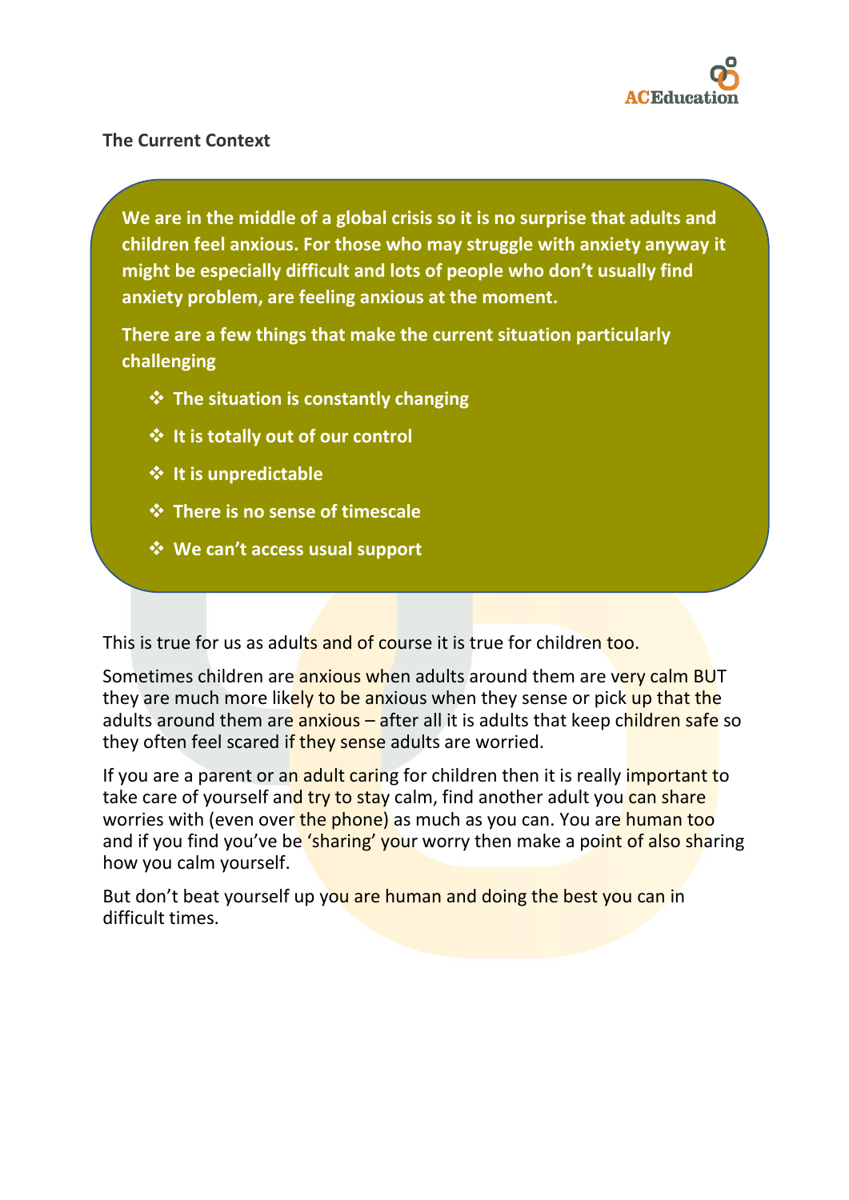**The Current Context**

**We are in the middle of a global crisis so it is no surprise that adults and children feel anxious. For those who may struggle with anxiety anyway it might be especially difficult and lots of people who don't usually find anxiety problem, are feeling anxious at the moment.**

**There are a few things that make the current situation particularly challenging**

- **The situation is constantly changing**
- **It is totally out of our control**
- **It is unpredictable**
- **There is no sense of timescale**
- **We can't access usual support**

This is true for us as adults and of course it is true for children too.

Sometimes children are anxious when adults around them are very calm BUT they are much more likely to be anxious when they sense or pick up that the adults around them are anxious – after all it is adults that keep children safe so they often feel scared if they sense adults are worried.

If you are a parent or an adult caring for children then it is really important to take care of yourself and try to stay calm, find another adult you can share worries with (even over the phone) as much as you can. You are human too and if you find you've be 'sharing' your worry then make a point of also sharing how you calm yourself.

But don't beat yourself up you are human and doing the best you can in difficult times.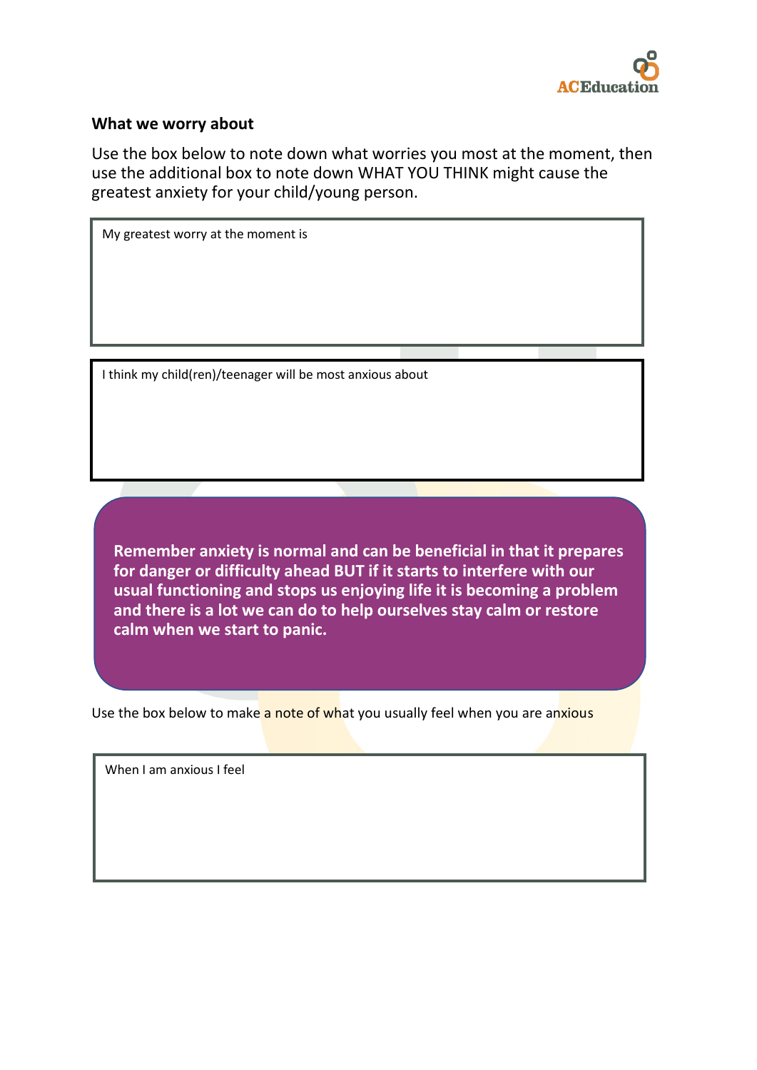## What we worry about

Use the box below to note down what worries you most at the moment, then use the additional box to note down WHAT YOU THINK might cause the greatest anxiety for your child/young person.

| My greatest worry at the moment is |
|---|
| |

| I think my child(ren)/teenager will be most anxious about |
|---|
| |

**Remember anxiety is normal and can be beneficial in that it prepares for danger or difficulty ahead BUT if it starts to interfere with our usual functioning and stops us enjoying life it is becoming a problem and there is a lot we can do to help ourselves stay calm or restore calm when we start to panic.**

Use the box below to make a note of what you usually feel when you are anxious

| When I am anxious I feel |
|---|
| |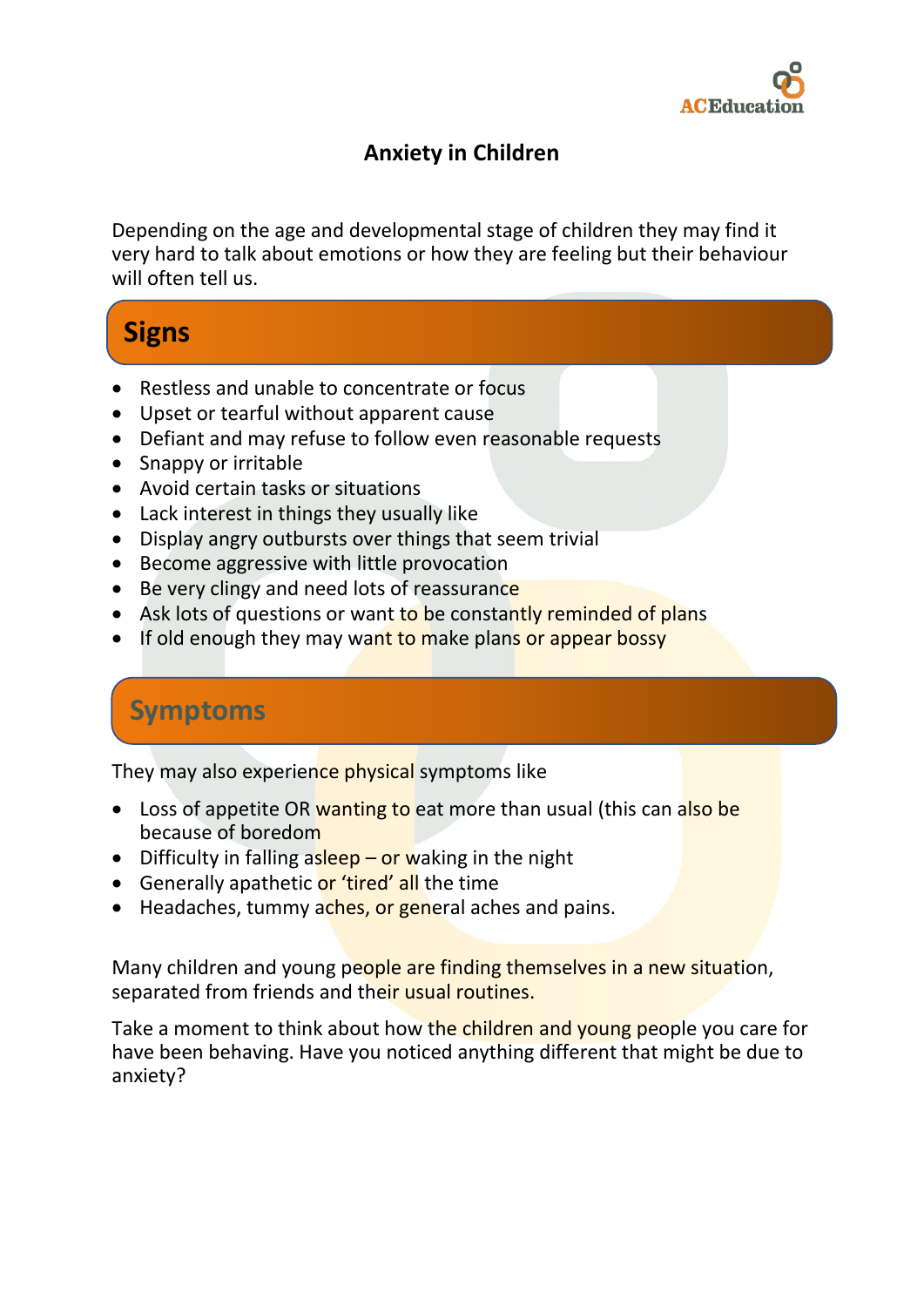# Anxiety in Children

Depending on the age and developmental stage of children they may find it very hard to talk about emotions or how they are feeling but their behaviour will often tell us.

## Signs

- Restless and unable to concentrate or focus
- Upset or tearful without apparent cause
- Defiant and may refuse to follow even reasonable requests
- Snappy or irritable
- Avoid certain tasks or situations
- Lack interest in things they usually like
- Display angry outbursts over things that seem trivial
- Become aggressive with little provocation
- Be very clingy and need lots of reassurance
- Ask lots of questions or want to be constantly reminded of plans
- If old enough they may want to make plans or appear bossy

## Symptoms

They may also experience physical symptoms like

- Loss of appetite OR wanting to eat more than usual (this can also be because of boredom
- Difficulty in falling asleep – or waking in the night
- Generally apathetic or 'tired' all the time
- Headaches, tummy aches, or general aches and pains.

Many children and young people are finding themselves in a new situation, separated from friends and their usual routines.

Take a moment to think about how the children and young people you care for have been behaving. Have you noticed anything different that might be due to anxiety?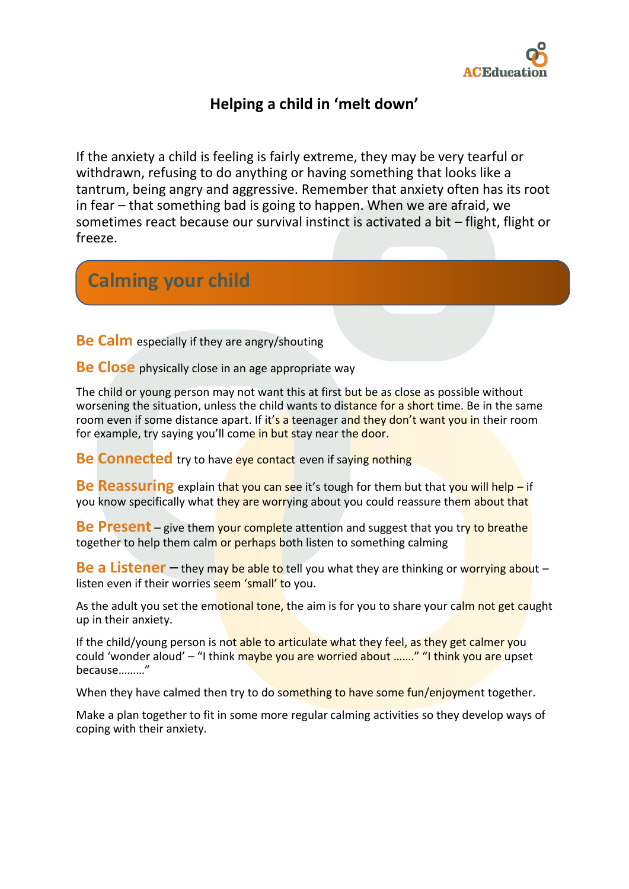# Helping a child in 'melt down'

If the anxiety a child is feeling is fairly extreme, they may be very tearful or withdrawn, refusing to do anything or having something that looks like a tantrum, being angry and aggressive. Remember that anxiety often has its root in fear – that something bad is going to happen. When we are afraid, we sometimes react because our survival instinct is activated a bit – flight, flight or freeze.

## Calming your child

**Be Calm** especially if they are angry/shouting

**Be Close** physically close in an age appropriate way

The child or young person may not want this at first but be as close as possible without worsening the situation, unless the child wants to distance for a short time. Be in the same room even if some distance apart. If it's a teenager and they don't want you in their room for example, try saying you'll come in but stay near the door.

**Be Connected** try to have eye contact even if saying nothing

**Be Reassuring** explain that you can see it's tough for them but that you will help – if you know specifically what they are worrying about you could reassure them about that

**Be Present** – give them your complete attention and suggest that you try to breathe together to help them calm or perhaps both listen to something calming

**Be a Listener** – they may be able to tell you what they are thinking or worrying about – listen even if their worries seem 'small' to you.

As the adult you set the emotional tone, the aim is for you to share your calm not get caught up in their anxiety.

If the child/young person is not able to articulate what they feel, as they get calmer you could 'wonder aloud' – "I think maybe you are worried about ……." "I think you are upset because………"

When they have calmed then try to do something to have some fun/enjoyment together.

Make a plan together to fit in some more regular calming activities so they develop ways of coping with their anxiety.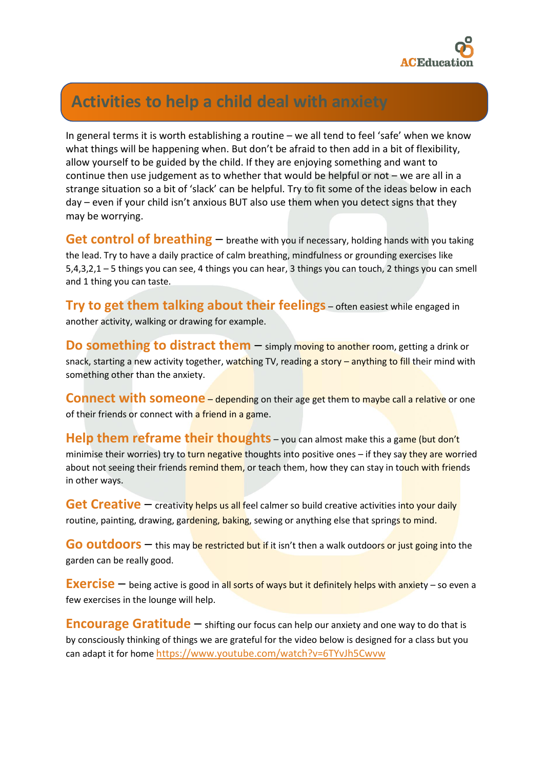# Activities to help a child deal with anxiety

In general terms it is worth establishing a routine – we all tend to feel 'safe' when we know what things will be happening when. But don't be afraid to then add in a bit of flexibility, allow yourself to be guided by the child. If they are enjoying something and want to continue then use judgement as to whether that would be helpful or not – we are all in a strange situation so a bit of 'slack' can be helpful. Try to fit some of the ideas below in each day – even if your child isn't anxious BUT also use them when you detect signs that they may be worrying.

**Get control of breathing** – breathe with you if necessary, holding hands with you taking the lead. Try to have a daily practice of calm breathing, mindfulness or grounding exercises like 5,4,3,2,1 – 5 things you can see, 4 things you can hear, 3 things you can touch, 2 things you can smell and 1 thing you can taste.

**Try to get them talking about their feelings** – often easiest while engaged in another activity, walking or drawing for example.

**Do something to distract them** – simply moving to another room, getting a drink or snack, starting a new activity together, watching TV, reading a story – anything to fill their mind with something other than the anxiety.

**Connect with someone** – depending on their age get them to maybe call a relative or one of their friends or connect with a friend in a game.

**Help them reframe their thoughts** – you can almost make this a game (but don't minimise their worries) try to turn negative thoughts into positive ones – if they say they are worried about not seeing their friends remind them, or teach them, how they can stay in touch with friends in other ways.

**Get Creative** – creativity helps us all feel calmer so build creative activities into your daily routine, painting, drawing, gardening, baking, sewing or anything else that springs to mind.

**Go outdoors** – this may be restricted but if it isn't then a walk outdoors or just going into the garden can be really good.

**Exercise** – being active is good in all sorts of ways but it definitely helps with anxiety – so even a few exercises in the lounge will help.

**Encourage Gratitude** – shifting our focus can help our anxiety and one way to do that is by consciously thinking of things we are grateful for the video below is designed for a class but you can adapt it for home https://www.youtube.com/watch?v=6TYvJh5Cwvw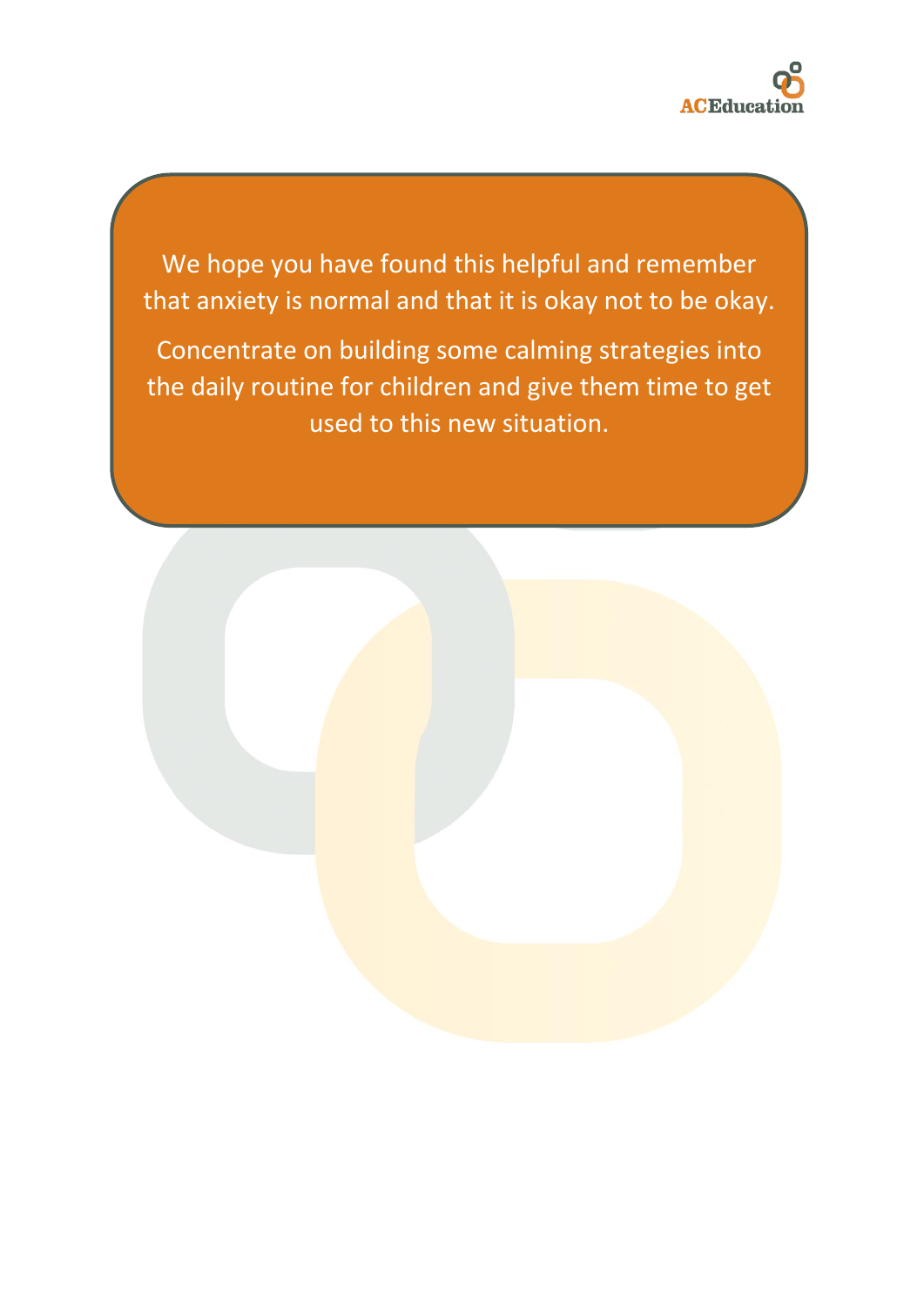We hope you have found this helpful and remember that anxiety is normal and that it is okay not to be okay.

Concentrate on building some calming strategies into the daily routine for children and give them time to get used to this new situation.